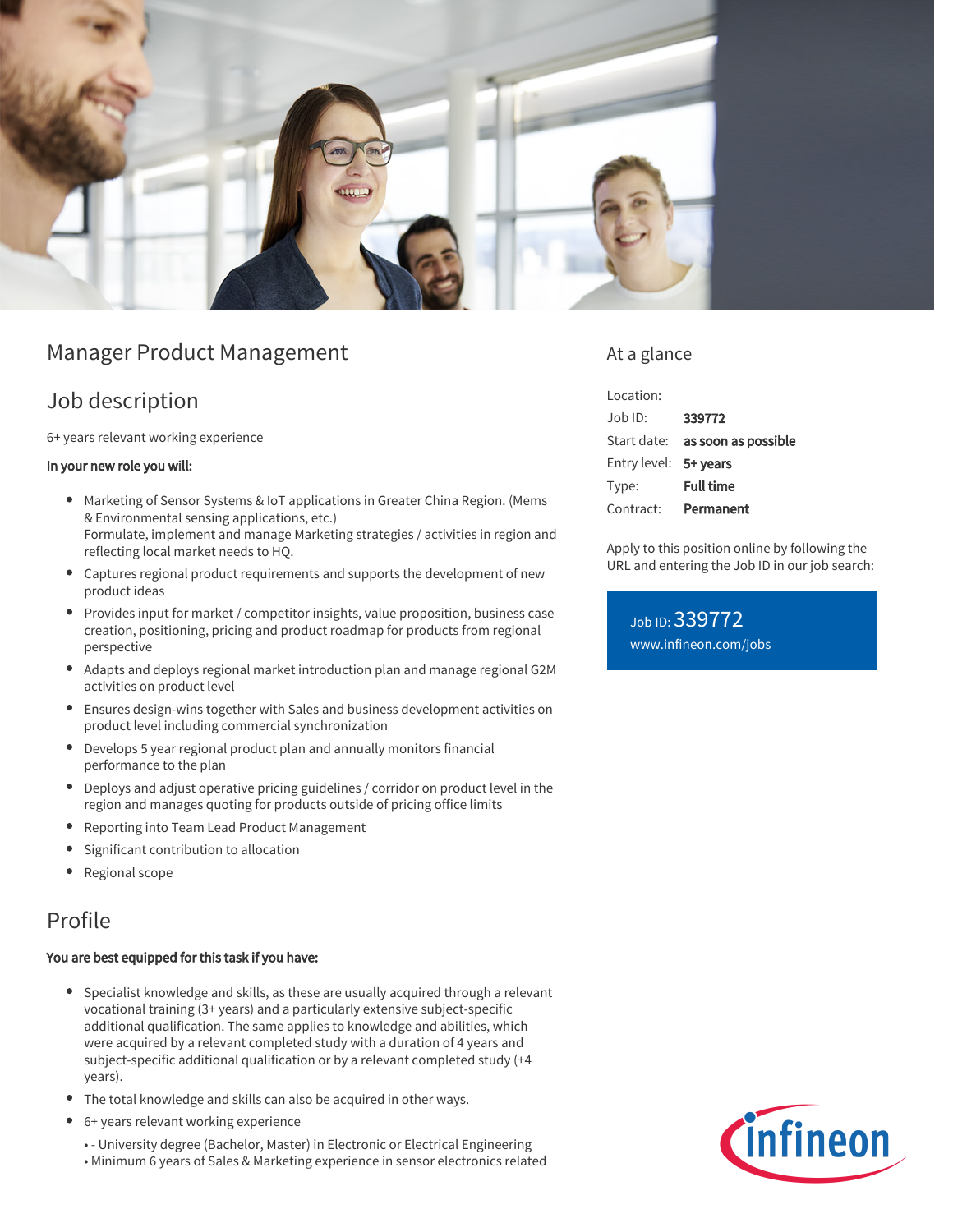# Manager Product Management

## Job description

6+ years relevant working experience

**In your new role you will:**

- Marketing of Sensor Systems & IoT applications in Greater China Region. (Mems & Environmental sensing applications, etc.)
  Formulate, implement and manage Marketing strategies / activities in region and reflecting local market needs to HQ.
- Captures regional product requirements and supports the development of new product ideas
- Provides input for market / competitor insights, value proposition, business case creation, positioning, pricing and product roadmap for products from regional perspective
- Adapts and deploys regional market introduction plan and manage regional G2M activities on product level
- Ensures design-wins together with Sales and business development activities on product level including commercial synchronization
- Develops 5 year regional product plan and annually monitors financial performance to the plan
- Deploys and adjust operative pricing guidelines / corridor on product level in the region and manages quoting for products outside of pricing office limits
- Reporting into Team Lead Product Management
- Significant contribution to allocation
- Regional scope

## Profile

**You are best equipped for this task if you have:**

- Specialist knowledge and skills, as these are usually acquired through a relevant vocational training (3+ years) and a particularly extensive subject-specific additional qualification. The same applies to knowledge and abilities, which were acquired by a relevant completed study with a duration of 4 years and subject-specific additional qualification or by a relevant completed study (+4 years).
- The total knowledge and skills can also be acquired in other ways.
- 6+ years relevant working experience
  - - University degree (Bachelor, Master) in Electronic or Electrical Engineering
  - Minimum 6 years of Sales & Marketing experience in sensor electronics related

## At a glance

| | |
|---|---|
| Location: | |
| Job ID: | **339772** |
| Start date: | **as soon as possible** |
| Entry level: | **5+ years** |
| Type: | **Full time** |
| Contract: | **Permanent** |

Apply to this position online by following the URL and entering the Job ID in our job search:

Job ID: 339772
www.infineon.com/jobs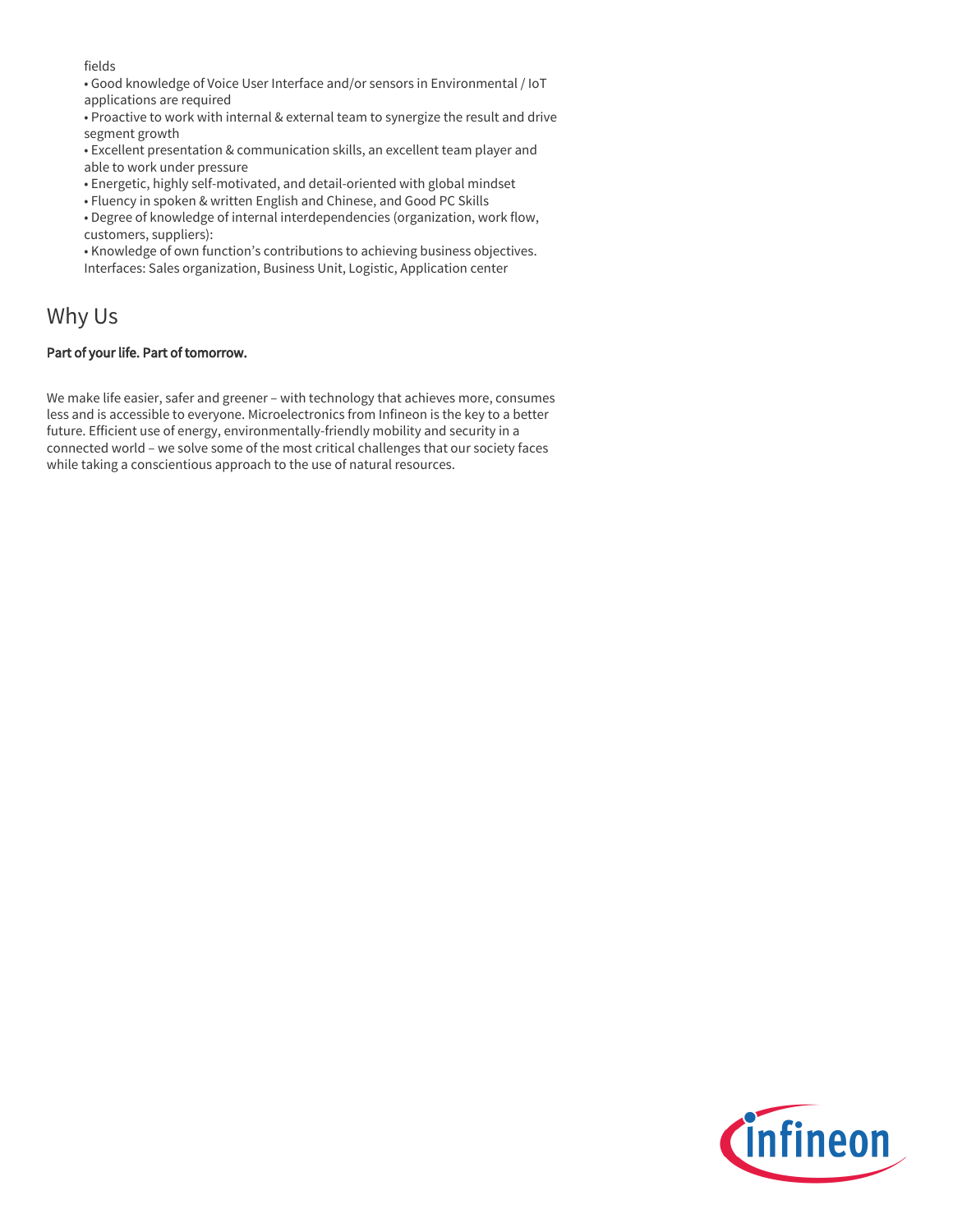fields

- Good knowledge of Voice User Interface and/or sensors in Environmental / IoT applications are required
- Proactive to work with internal & external team to synergize the result and drive segment growth
- Excellent presentation & communication skills, an excellent team player and able to work under pressure
- Energetic, highly self-motivated, and detail-oriented with global mindset
- Fluency in spoken & written English and Chinese, and Good PC Skills
- Degree of knowledge of internal interdependencies (organization, work flow, customers, suppliers):
- Knowledge of own function's contributions to achieving business objectives.

Interfaces: Sales organization, Business Unit, Logistic, Application center

## Why Us

**Part of your life. Part of tomorrow.**

We make life easier, safer and greener – with technology that achieves more, consumes less and is accessible to everyone. Microelectronics from Infineon is the key to a better future. Efficient use of energy, environmentally-friendly mobility and security in a connected world – we solve some of the most critical challenges that our society faces while taking a conscientious approach to the use of natural resources.